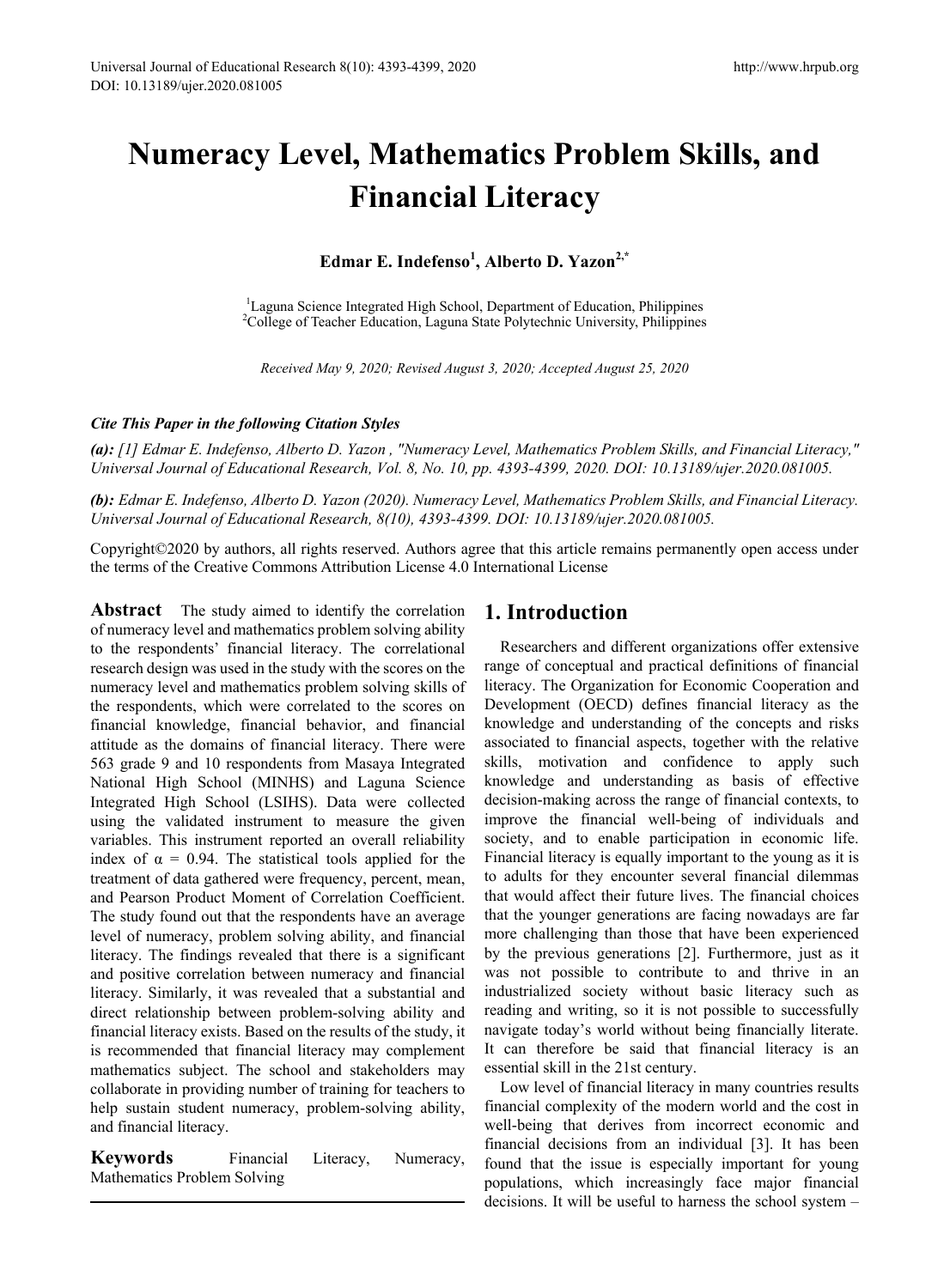# Numeracy Level, Mathematics Problem Skills, and Financial Literacy

**Edmar E. Indefenso[1], Alberto D. Yazon[2,*]**

[1]Laguna Science Integrated High School, Department of Education, Philippines
[2]College of Teacher Education, Laguna State Polytechnic University, Philippines

*Received May 9, 2020; Revised August 3, 2020; Accepted August 25, 2020*

***Cite This Paper in the following Citation Styles***

***(a):*** *[1] Edmar E. Indefenso, Alberto D. Yazon , "Numeracy Level, Mathematics Problem Skills, and Financial Literacy," Universal Journal of Educational Research, Vol. 8, No. 10, pp. 4393-4399, 2020. DOI: 10.13189/ujer.2020.081005.*

***(b):*** *Edmar E. Indefenso, Alberto D. Yazon (2020). Numeracy Level, Mathematics Problem Skills, and Financial Literacy. Universal Journal of Educational Research, 8(10), 4393-4399. DOI: 10.13189/ujer.2020.081005.*

Copyright©2020 by authors, all rights reserved. Authors agree that this article remains permanently open access under the terms of the Creative Commons Attribution License 4.0 International License

**Abstract** The study aimed to identify the correlation of numeracy level and mathematics problem solving ability to the respondents' financial literacy. The correlational research design was used in the study with the scores on the numeracy level and mathematics problem solving skills of the respondents, which were correlated to the scores on financial knowledge, financial behavior, and financial attitude as the domains of financial literacy. There were 563 grade 9 and 10 respondents from Masaya Integrated National High School (MINHS) and Laguna Science Integrated High School (LSIHS). Data were collected using the validated instrument to measure the given variables. This instrument reported an overall reliability index of $\alpha = 0.94$. The statistical tools applied for the treatment of data gathered were frequency, percent, mean, and Pearson Product Moment of Correlation Coefficient. The study found out that the respondents have an average level of numeracy, problem solving ability, and financial literacy. The findings revealed that there is a significant and positive correlation between numeracy and financial literacy. Similarly, it was revealed that a substantial and direct relationship between problem-solving ability and financial literacy exists. Based on the results of the study, it is recommended that financial literacy may complement mathematics subject. The school and stakeholders may collaborate in providing number of training for teachers to help sustain student numeracy, problem-solving ability, and financial literacy.

**Keywords** Financial Literacy, Numeracy, Mathematics Problem Solving

## 1. Introduction

Researchers and different organizations offer extensive range of conceptual and practical definitions of financial literacy. The Organization for Economic Cooperation and Development (OECD) defines financial literacy as the knowledge and understanding of the concepts and risks associated to financial aspects, together with the relative skills, motivation and confidence to apply such knowledge and understanding as basis of effective decision-making across the range of financial contexts, to improve the financial well-being of individuals and society, and to enable participation in economic life. Financial literacy is equally important to the young as it is to adults for they encounter several financial dilemmas that would affect their future lives. The financial choices that the younger generations are facing nowadays are far more challenging than those that have been experienced by the previous generations [2]. Furthermore, just as it was not possible to contribute to and thrive in an industrialized society without basic literacy such as reading and writing, so it is not possible to successfully navigate today's world without being financially literate. It can therefore be said that financial literacy is an essential skill in the 21st century.

Low level of financial literacy in many countries results financial complexity of the modern world and the cost in well-being that derives from incorrect economic and financial decisions from an individual [3]. It has been found that the issue is especially important for young populations, which increasingly face major financial decisions. It will be useful to harness the school system –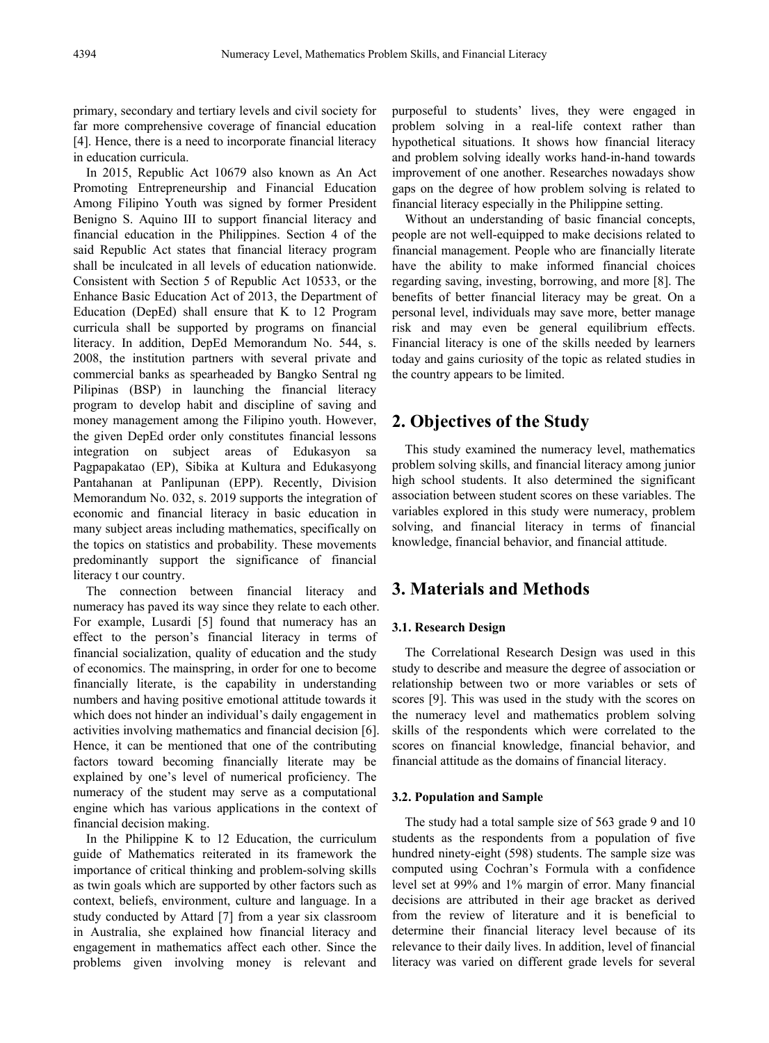primary, secondary and tertiary levels and civil society for far more comprehensive coverage of financial education [4]. Hence, there is a need to incorporate financial literacy in education curricula.

In 2015, Republic Act 10679 also known as An Act Promoting Entrepreneurship and Financial Education Among Filipino Youth was signed by former President Benigno S. Aquino III to support financial literacy and financial education in the Philippines. Section 4 of the said Republic Act states that financial literacy program shall be inculcated in all levels of education nationwide. Consistent with Section 5 of Republic Act 10533, or the Enhance Basic Education Act of 2013, the Department of Education (DepEd) shall ensure that K to 12 Program curricula shall be supported by programs on financial literacy. In addition, DepEd Memorandum No. 544, s. 2008, the institution partners with several private and commercial banks as spearheaded by Bangko Sentral ng Pilipinas (BSP) in launching the financial literacy program to develop habit and discipline of saving and money management among the Filipino youth. However, the given DepEd order only constitutes financial lessons integration on subject areas of Edukasyon sa Pagpapakatao (EP), Sibika at Kultura and Edukasyong Pantahanan at Panlipunan (EPP). Recently, Division Memorandum No. 032, s. 2019 supports the integration of economic and financial literacy in basic education in many subject areas including mathematics, specifically on the topics on statistics and probability. These movements predominantly support the significance of financial literacy t our country.

The connection between financial literacy and numeracy has paved its way since they relate to each other. For example, Lusardi [5] found that numeracy has an effect to the person's financial literacy in terms of financial socialization, quality of education and the study of economics. The mainspring, in order for one to become financially literate, is the capability in understanding numbers and having positive emotional attitude towards it which does not hinder an individual's daily engagement in activities involving mathematics and financial decision [6]. Hence, it can be mentioned that one of the contributing factors toward becoming financially literate may be explained by one's level of numerical proficiency. The numeracy of the student may serve as a computational engine which has various applications in the context of financial decision making.

In the Philippine K to 12 Education, the curriculum guide of Mathematics reiterated in its framework the importance of critical thinking and problem-solving skills as twin goals which are supported by other factors such as context, beliefs, environment, culture and language. In a study conducted by Attard [7] from a year six classroom in Australia, she explained how financial literacy and engagement in mathematics affect each other. Since the problems given involving money is relevant and purposeful to students' lives, they were engaged in problem solving in a real-life context rather than hypothetical situations. It shows how financial literacy and problem solving ideally works hand-in-hand towards improvement of one another. Researches nowadays show gaps on the degree of how problem solving is related to financial literacy especially in the Philippine setting.

Without an understanding of basic financial concepts, people are not well-equipped to make decisions related to financial management. People who are financially literate have the ability to make informed financial choices regarding saving, investing, borrowing, and more [8]. The benefits of better financial literacy may be great. On a personal level, individuals may save more, better manage risk and may even be general equilibrium effects. Financial literacy is one of the skills needed by learners today and gains curiosity of the topic as related studies in the country appears to be limited.

## 2. Objectives of the Study

This study examined the numeracy level, mathematics problem solving skills, and financial literacy among junior high school students. It also determined the significant association between student scores on these variables. The variables explored in this study were numeracy, problem solving, and financial literacy in terms of financial knowledge, financial behavior, and financial attitude.

## 3. Materials and Methods

### 3.1. Research Design

The Correlational Research Design was used in this study to describe and measure the degree of association or relationship between two or more variables or sets of scores [9]. This was used in the study with the scores on the numeracy level and mathematics problem solving skills of the respondents which were correlated to the scores on financial knowledge, financial behavior, and financial attitude as the domains of financial literacy.

### 3.2. Population and Sample

The study had a total sample size of 563 grade 9 and 10 students as the respondents from a population of five hundred ninety-eight (598) students. The sample size was computed using Cochran's Formula with a confidence level set at 99% and 1% margin of error. Many financial decisions are attributed in their age bracket as derived from the review of literature and it is beneficial to determine their financial literacy level because of its relevance to their daily lives. In addition, level of financial literacy was varied on different grade levels for several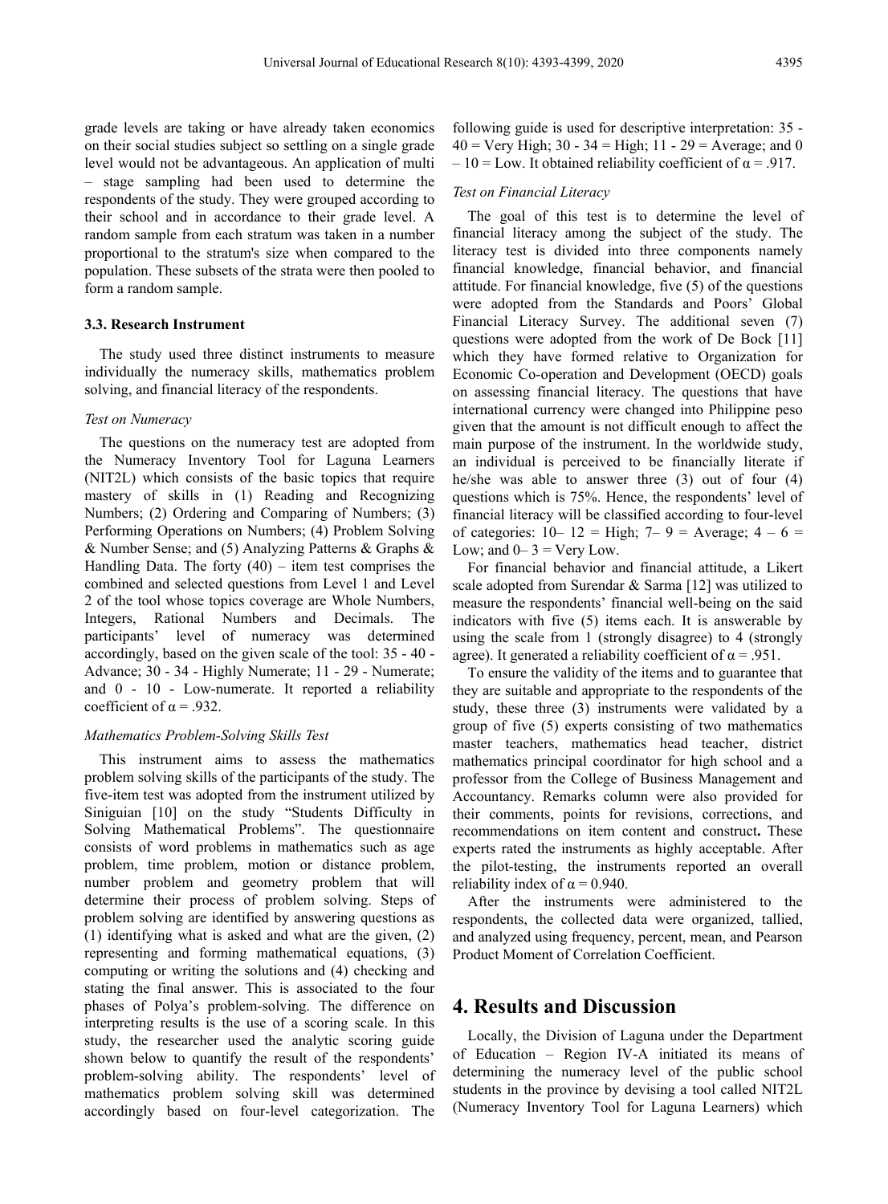grade levels are taking or have already taken economics on their social studies subject so settling on a single grade level would not be advantageous. An application of multi – stage sampling had been used to determine the respondents of the study. They were grouped according to their school and in accordance to their grade level. A random sample from each stratum was taken in a number proportional to the stratum's size when compared to the population. These subsets of the strata were then pooled to form a random sample.

### 3.3. Research Instrument

The study used three distinct instruments to measure individually the numeracy skills, mathematics problem solving, and financial literacy of the respondents.

*Test on Numeracy*

The questions on the numeracy test are adopted from the Numeracy Inventory Tool for Laguna Learners (NIT2L) which consists of the basic topics that require mastery of skills in (1) Reading and Recognizing Numbers; (2) Ordering and Comparing of Numbers; (3) Performing Operations on Numbers; (4) Problem Solving & Number Sense; and (5) Analyzing Patterns & Graphs & Handling Data. The forty (40) – item test comprises the combined and selected questions from Level 1 and Level 2 of the tool whose topics coverage are Whole Numbers, Integers, Rational Numbers and Decimals. The participants' level of numeracy was determined accordingly, based on the given scale of the tool: 35 - 40 - Advance; 30 - 34 - Highly Numerate; 11 - 29 - Numerate; and 0 - 10 - Low-numerate. It reported a reliability coefficient of $\alpha = .932$.

*Mathematics Problem-Solving Skills Test*

This instrument aims to assess the mathematics problem solving skills of the participants of the study. The five-item test was adopted from the instrument utilized by Siniguian [10] on the study "Students Difficulty in Solving Mathematical Problems". The questionnaire consists of word problems in mathematics such as age problem, time problem, motion or distance problem, number problem and geometry problem that will determine their process of problem solving. Steps of problem solving are identified by answering questions as (1) identifying what is asked and what are the given, (2) representing and forming mathematical equations, (3) computing or writing the solutions and (4) checking and stating the final answer. This is associated to the four phases of Polya's problem-solving. The difference on interpreting results is the use of a scoring scale. In this study, the researcher used the analytic scoring guide shown below to quantify the result of the respondents' problem-solving ability. The respondents' level of mathematics problem solving skill was determined accordingly based on four-level categorization. The following guide is used for descriptive interpretation: 35 - 40 = Very High; 30 - 34 = High; 11 - 29 = Average; and 0 – 10 = Low. It obtained reliability coefficient of $\alpha = .917$.

*Test on Financial Literacy*

The goal of this test is to determine the level of financial literacy among the subject of the study. The literacy test is divided into three components namely financial knowledge, financial behavior, and financial attitude. For financial knowledge, five (5) of the questions were adopted from the Standards and Poors' Global Financial Literacy Survey. The additional seven (7) questions were adopted from the work of De Bock [11] which they have formed relative to Organization for Economic Co-operation and Development (OECD) goals on assessing financial literacy. The questions that have international currency were changed into Philippine peso given that the amount is not difficult enough to affect the main purpose of the instrument. In the worldwide study, an individual is perceived to be financially literate if he/she was able to answer three (3) out of four (4) questions which is 75%. Hence, the respondents' level of financial literacy will be classified according to four-level of categories: 10– 12 = High; 7– 9 = Average; 4 – 6 = Low; and 0– 3 = Very Low.

For financial behavior and financial attitude, a Likert scale adopted from Surendar & Sarma [12] was utilized to measure the respondents' financial well-being on the said indicators with five (5) items each. It is answerable by using the scale from 1 (strongly disagree) to 4 (strongly agree). It generated a reliability coefficient of $\alpha = .951$.

To ensure the validity of the items and to guarantee that they are suitable and appropriate to the respondents of the study, these three (3) instruments were validated by a group of five (5) experts consisting of two mathematics master teachers, mathematics head teacher, district mathematics principal coordinator for high school and a professor from the College of Business Management and Accountancy. Remarks column were also provided for their comments, points for revisions, corrections, and recommendations on item content and construct**.** These experts rated the instruments as highly acceptable. After the pilot-testing, the instruments reported an overall reliability index of $\alpha = 0.940$.

After the instruments were administered to the respondents, the collected data were organized, tallied, and analyzed using frequency, percent, mean, and Pearson Product Moment of Correlation Coefficient.

## 4. Results and Discussion

Locally, the Division of Laguna under the Department of Education – Region IV-A initiated its means of determining the numeracy level of the public school students in the province by devising a tool called NIT2L (Numeracy Inventory Tool for Laguna Learners) which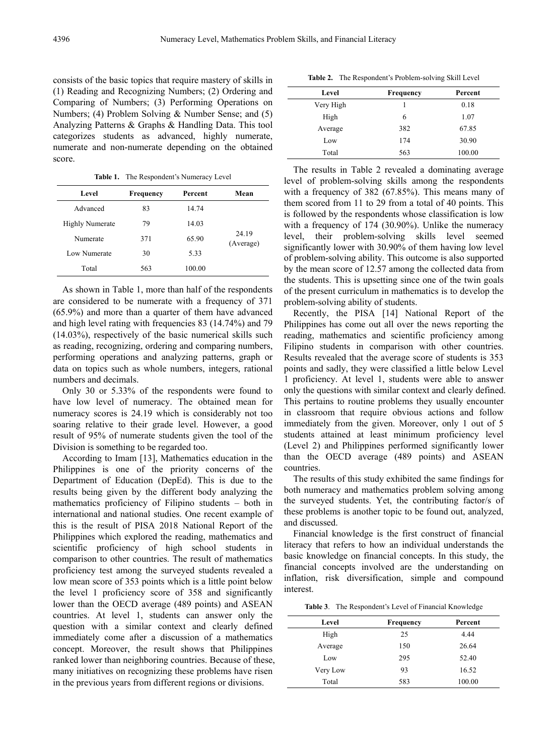consists of the basic topics that require mastery of skills in (1) Reading and Recognizing Numbers; (2) Ordering and Comparing of Numbers; (3) Performing Operations on Numbers; (4) Problem Solving & Number Sense; and (5) Analyzing Patterns & Graphs & Handling Data. This tool categorizes students as advanced, highly numerate, numerate and non-numerate depending on the obtained score.

**Table 1.** The Respondent's Numeracy Level

| Level | Frequency | Percent | Mean |
|---|---|---|---|
| Advanced | 83 | 14.74 | |
| Highly Numerate | 79 | 14.03 | |
| Numerate | 371 | 65.90 | 24.19 (Average) |
| Low Numerate | 30 | 5.33 | |
| Total | 563 | 100.00 | |

As shown in Table 1, more than half of the respondents are considered to be numerate with a frequency of 371 (65.9%) and more than a quarter of them have advanced and high level rating with frequencies 83 (14.74%) and 79 (14.03%), respectively of the basic numerical skills such as reading, recognizing, ordering and comparing numbers, performing operations and analyzing patterns, graph or data on topics such as whole numbers, integers, rational numbers and decimals.

Only 30 or 5.33% of the respondents were found to have low level of numeracy. The obtained mean for numeracy scores is 24.19 which is considerably not too soaring relative to their grade level. However, a good result of 95% of numerate students given the tool of the Division is something to be regarded too.

According to Imam [13], Mathematics education in the Philippines is one of the priority concerns of the Department of Education (DepEd). This is due to the results being given by the different body analyzing the mathematics proficiency of Filipino students – both in international and national studies. One recent example of this is the result of PISA 2018 National Report of the Philippines which explored the reading, mathematics and scientific proficiency of high school students in comparison to other countries. The result of mathematics proficiency test among the surveyed students revealed a low mean score of 353 points which is a little point below the level 1 proficiency score of 358 and significantly lower than the OECD average (489 points) and ASEAN countries. At level 1, students can answer only the question with a similar context and clearly defined immediately come after a discussion of a mathematics concept. Moreover, the result shows that Philippines ranked lower than neighboring countries. Because of these, many initiatives on recognizing these problems have risen in the previous years from different regions or divisions.

**Table 2.** The Respondent's Problem-solving Skill Level

| Level | Frequency | Percent |
|---|---|---|
| Very High | 1 | 0.18 |
| High | 6 | 1.07 |
| Average | 382 | 67.85 |
| Low | 174 | 30.90 |
| Total | 563 | 100.00 |

The results in Table 2 revealed a dominating average level of problem-solving skills among the respondents with a frequency of 382 (67.85%). This means many of them scored from 11 to 29 from a total of 40 points. This is followed by the respondents whose classification is low with a frequency of 174 (30.90%). Unlike the numeracy level, their problem-solving skills level seemed significantly lower with 30.90% of them having low level of problem-solving ability. This outcome is also supported by the mean score of 12.57 among the collected data from the students. This is upsetting since one of the twin goals of the present curriculum in mathematics is to develop the problem-solving ability of students.

Recently, the PISA [14] National Report of the Philippines has come out all over the news reporting the reading, mathematics and scientific proficiency among Filipino students in comparison with other countries. Results revealed that the average score of students is 353 points and sadly, they were classified a little below Level 1 proficiency. At level 1, students were able to answer only the questions with similar context and clearly defined. This pertains to routine problems they usually encounter in classroom that require obvious actions and follow immediately from the given. Moreover, only 1 out of 5 students attained at least minimum proficiency level (Level 2) and Philippines performed significantly lower than the OECD average (489 points) and ASEAN countries.

The results of this study exhibited the same findings for both numeracy and mathematics problem solving among the surveyed students. Yet, the contributing factor/s of these problems is another topic to be found out, analyzed, and discussed.

Financial knowledge is the first construct of financial literacy that refers to how an individual understands the basic knowledge on financial concepts. In this study, the financial concepts involved are the understanding on inflation, risk diversification, simple and compound interest.

**Table 3**. The Respondent's Level of Financial Knowledge

| Level | Frequency | Percent |
|---|---|---|
| High | 25 | 4.44 |
| Average | 150 | 26.64 |
| Low | 295 | 52.40 |
| Very Low | 93 | 16.52 |
| Total | 583 | 100.00 |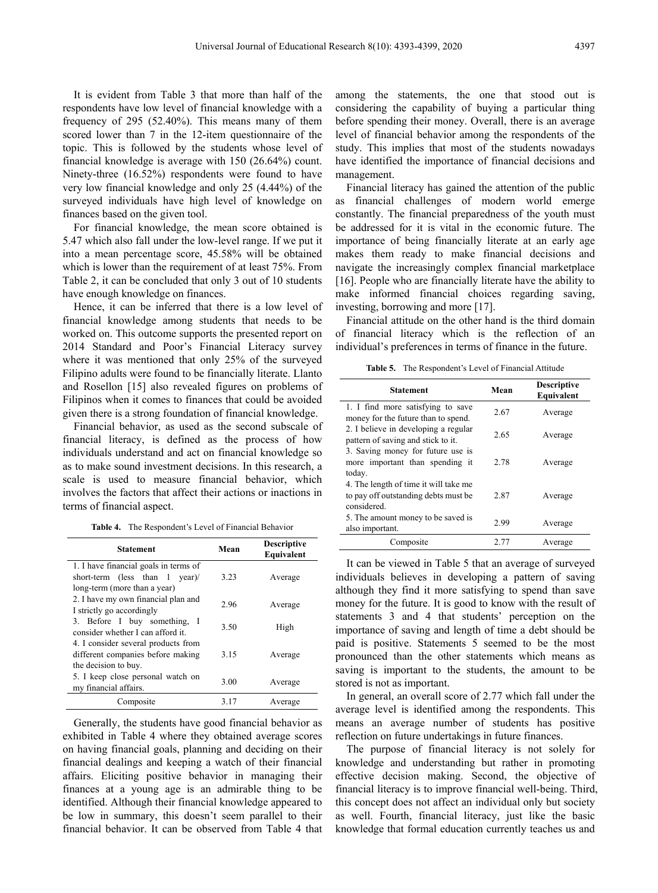It is evident from Table 3 that more than half of the respondents have low level of financial knowledge with a frequency of 295 (52.40%). This means many of them scored lower than 7 in the 12-item questionnaire of the topic. This is followed by the students whose level of financial knowledge is average with 150 (26.64%) count. Ninety-three (16.52%) respondents were found to have very low financial knowledge and only 25 (4.44%) of the surveyed individuals have high level of knowledge on finances based on the given tool.

For financial knowledge, the mean score obtained is 5.47 which also fall under the low-level range. If we put it into a mean percentage score, 45.58% will be obtained which is lower than the requirement of at least 75%. From Table 2, it can be concluded that only 3 out of 10 students have enough knowledge on finances.

Hence, it can be inferred that there is a low level of financial knowledge among students that needs to be worked on. This outcome supports the presented report on 2014 Standard and Poor's Financial Literacy survey where it was mentioned that only 25% of the surveyed Filipino adults were found to be financially literate. Llanto and Rosellon [15] also revealed figures on problems of Filipinos when it comes to finances that could be avoided given there is a strong foundation of financial knowledge.

Financial behavior, as used as the second subscale of financial literacy, is defined as the process of how individuals understand and act on financial knowledge so as to make sound investment decisions. In this research, a scale is used to measure financial behavior, which involves the factors that affect their actions or inactions in terms of financial aspect.

**Table 4.** The Respondent's Level of Financial Behavior

| Statement | Mean | Descriptive Equivalent |
|---|---|---|
| 1. I have financial goals in terms of short-term (less than 1 year)/ long-term (more than a year) | 3.23 | Average |
| 2. I have my own financial plan and I strictly go accordingly | 2.96 | Average |
| 3. Before I buy something, I consider whether I can afford it. | 3.50 | High |
| 4. I consider several products from different companies before making the decision to buy. | 3.15 | Average |
| 5. I keep close personal watch on my financial affairs. | 3.00 | Average |
| Composite | 3.17 | Average |

Generally, the students have good financial behavior as exhibited in Table 4 where they obtained average scores on having financial goals, planning and deciding on their financial dealings and keeping a watch of their financial affairs. Eliciting positive behavior in managing their finances at a young age is an admirable thing to be identified. Although their financial knowledge appeared to be low in summary, this doesn't seem parallel to their financial behavior. It can be observed from Table 4 that among the statements, the one that stood out is considering the capability of buying a particular thing before spending their money. Overall, there is an average level of financial behavior among the respondents of the study. This implies that most of the students nowadays have identified the importance of financial decisions and management.

Financial literacy has gained the attention of the public as financial challenges of modern world emerge constantly. The financial preparedness of the youth must be addressed for it is vital in the economic future. The importance of being financially literate at an early age makes them ready to make financial decisions and navigate the increasingly complex financial marketplace [16]. People who are financially literate have the ability to make informed financial choices regarding saving, investing, borrowing and more [17].

Financial attitude on the other hand is the third domain of financial literacy which is the reflection of an individual's preferences in terms of finance in the future.

**Table 5.** The Respondent's Level of Financial Attitude

| Statement | Mean | Descriptive Equivalent |
|---|---|---|
| 1. I find more satisfying to save money for the future than to spend. | 2.67 | Average |
| 2. I believe in developing a regular pattern of saving and stick to it. | 2.65 | Average |
| 3. Saving money for future use is more important than spending it today. | 2.78 | Average |
| 4. The length of time it will take me to pay off outstanding debts must be considered. | 2.87 | Average |
| 5. The amount money to be saved is also important. | 2.99 | Average |
| Composite | 2.77 | Average |

It can be viewed in Table 5 that an average of surveyed individuals believes in developing a pattern of saving although they find it more satisfying to spend than save money for the future. It is good to know with the result of statements 3 and 4 that students' perception on the importance of saving and length of time a debt should be paid is positive. Statements 5 seemed to be the most pronounced than the other statements which means as saving is important to the students, the amount to be stored is not as important.

In general, an overall score of 2.77 which fall under the average level is identified among the respondents. This means an average number of students has positive reflection on future undertakings in future finances.

The purpose of financial literacy is not solely for knowledge and understanding but rather in promoting effective decision making. Second, the objective of financial literacy is to improve financial well-being. Third, this concept does not affect an individual only but society as well. Fourth, financial literacy, just like the basic knowledge that formal education currently teaches us and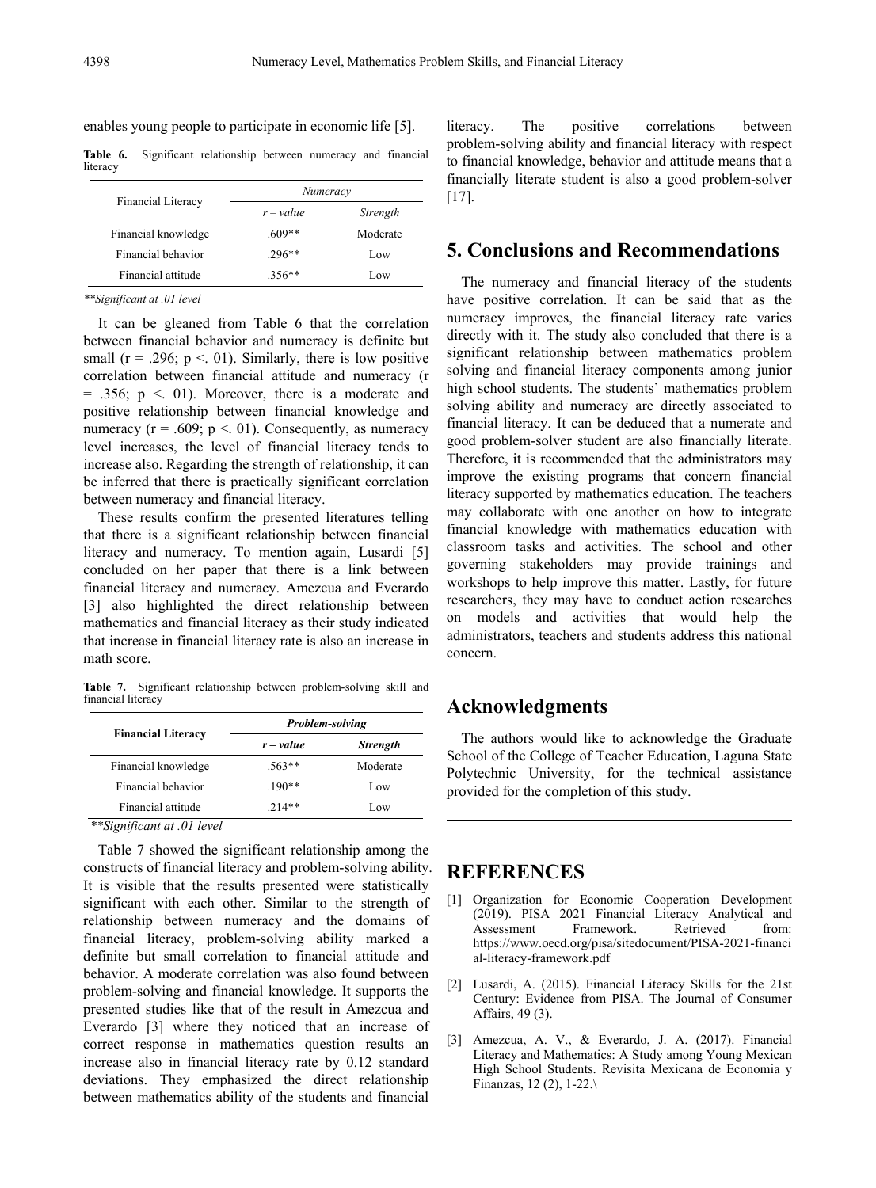enables young people to participate in economic life [5].

**Table 6.** Significant relationship between numeracy and financial literacy

| Financial Literacy | *Numeracy* | |
|---|---|---|
| | *r – value* | *Strength* |
| Financial knowledge | .609** | Moderate |
| Financial behavior | .296** | Low |
| Financial attitude | .356** | Low |

*\*\*Significant at .01 level*

It can be gleaned from Table 6 that the correlation between financial behavior and numeracy is definite but small ($r = .296$; $p < .01$). Similarly, there is low positive correlation between financial attitude and numeracy ($r = .356$; $p < .01$). Moreover, there is a moderate and positive relationship between financial knowledge and numeracy ($r = .609$; $p < .01$). Consequently, as numeracy level increases, the level of financial literacy tends to increase also. Regarding the strength of relationship, it can be inferred that there is practically significant correlation between numeracy and financial literacy.

These results confirm the presented literatures telling that there is a significant relationship between financial literacy and numeracy. To mention again, Lusardi [5] concluded on her paper that there is a link between financial literacy and numeracy. Amezcua and Everardo [3] also highlighted the direct relationship between mathematics and financial literacy as their study indicated that increase in financial literacy rate is also an increase in math score.

**Table 7.** Significant relationship between problem-solving skill and financial literacy

| **Financial Literacy** | ***Problem-solving*** | |
|---|---|---|
| | ***r – value*** | ***Strength*** |
| Financial knowledge | .563** | Moderate |
| Financial behavior | .190** | Low |
| Financial attitude | .214** | Low |

*\*\*Significant at .01 level*

Table 7 showed the significant relationship among the constructs of financial literacy and problem-solving ability. It is visible that the results presented were statistically significant with each other. Similar to the strength of relationship between numeracy and the domains of financial literacy, problem-solving ability marked a definite but small correlation to financial attitude and behavior. A moderate correlation was also found between problem-solving and financial knowledge. It supports the presented studies like that of the result in Amezcua and Everardo [3] where they noticed that an increase of correct response in mathematics question results an increase also in financial literacy rate by 0.12 standard deviations. They emphasized the direct relationship between mathematics ability of the students and financial literacy. The positive correlations between problem-solving ability and financial literacy with respect to financial knowledge, behavior and attitude means that a financially literate student is also a good problem-solver [17].

## 5. Conclusions and Recommendations

The numeracy and financial literacy of the students have positive correlation. It can be said that as the numeracy improves, the financial literacy rate varies directly with it. The study also concluded that there is a significant relationship between mathematics problem solving and financial literacy components among junior high school students. The students' mathematics problem solving ability and numeracy are directly associated to financial literacy. It can be deduced that a numerate and good problem-solver student are also financially literate. Therefore, it is recommended that the administrators may improve the existing programs that concern financial literacy supported by mathematics education. The teachers may collaborate with one another on how to integrate financial knowledge with mathematics education with classroom tasks and activities. The school and other governing stakeholders may provide trainings and workshops to help improve this matter. Lastly, for future researchers, they may have to conduct action researches on models and activities that would help the administrators, teachers and students address this national concern.

## Acknowledgments

The authors would like to acknowledge the Graduate School of the College of Teacher Education, Laguna State Polytechnic University, for the technical assistance provided for the completion of this study.

## REFERENCES

[1] Organization for Economic Cooperation Development (2019). PISA 2021 Financial Literacy Analytical and Assessment Framework. Retrieved from: https://www.oecd.org/pisa/sitedocument/PISA-2021-financial-literacy-framework.pdf

[2] Lusardi, A. (2015). Financial Literacy Skills for the 21st Century: Evidence from PISA. The Journal of Consumer Affairs, 49 (3).

[3] Amezcua, A. V., & Everardo, J. A. (2017). Financial Literacy and Mathematics: A Study among Young Mexican High School Students. Revisita Mexicana de Economia y Finanzas, 12 (2), 1-22.\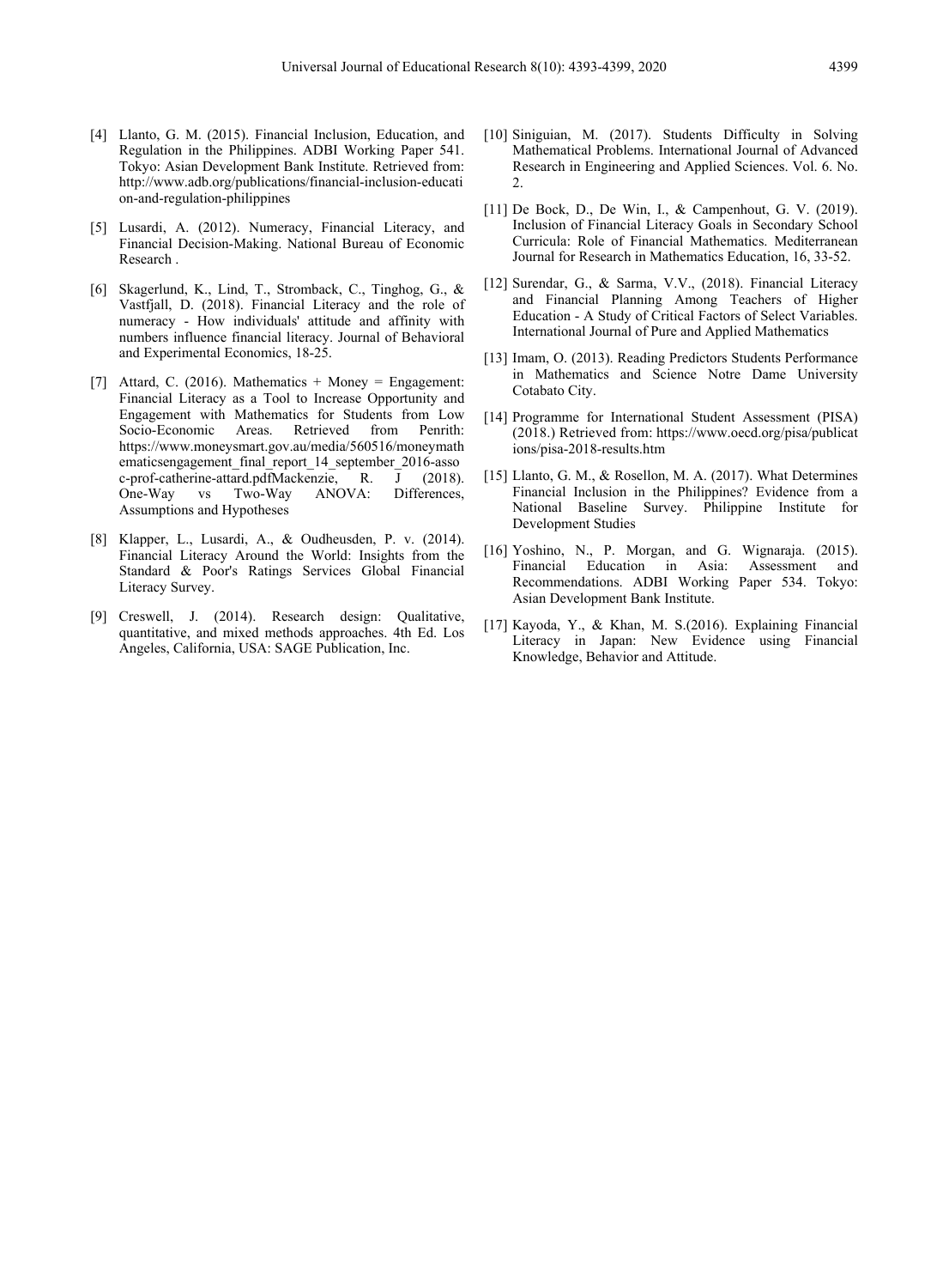[4] Llanto, G. M. (2015). Financial Inclusion, Education, and Regulation in the Philippines. ADBI Working Paper 541. Tokyo: Asian Development Bank Institute. Retrieved from: http://www.adb.org/publications/financial-inclusion-education-and-regulation-philippines

[5] Lusardi, A. (2012). Numeracy, Financial Literacy, and Financial Decision-Making. National Bureau of Economic Research .

[6] Skagerlund, K., Lind, T., Stromback, C., Tinghog, G., & Vastfjall, D. (2018). Financial Literacy and the role of numeracy - How individuals' attitude and affinity with numbers influence financial literacy. Journal of Behavioral and Experimental Economics, 18-25.

[7] Attard, C. (2016). Mathematics + Money = Engagement: Financial Literacy as a Tool to Increase Opportunity and Engagement with Mathematics for Students from Low Socio-Economic Areas. Retrieved from Penrith: https://www.moneysmart.gov.au/media/560516/moneymathematicsengagement_final_report_14_september_2016-assoc-prof-catherine-attard.pdfMackenzie, R. J (2018). One-Way vs Two-Way ANOVA: Differences, Assumptions and Hypotheses

[8] Klapper, L., Lusardi, A., & Oudheusden, P. v. (2014). Financial Literacy Around the World: Insights from the Standard & Poor's Ratings Services Global Financial Literacy Survey.

[9] Creswell, J. (2014). Research design: Qualitative, quantitative, and mixed methods approaches. 4th Ed. Los Angeles, California, USA: SAGE Publication, Inc.

[10] Siniguian, M. (2017). Students Difficulty in Solving Mathematical Problems. International Journal of Advanced Research in Engineering and Applied Sciences. Vol. 6. No. 2.

[11] De Bock, D., De Win, I., & Campenhout, G. V. (2019). Inclusion of Financial Literacy Goals in Secondary School Curricula: Role of Financial Mathematics. Mediterranean Journal for Research in Mathematics Education, 16, 33-52.

[12] Surendar, G., & Sarma, V.V., (2018). Financial Literacy and Financial Planning Among Teachers of Higher Education - A Study of Critical Factors of Select Variables. International Journal of Pure and Applied Mathematics

[13] Imam, O. (2013). Reading Predictors Students Performance in Mathematics and Science Notre Dame University Cotabato City.

[14] Programme for International Student Assessment (PISA) (2018.) Retrieved from: https://www.oecd.org/pisa/publications/pisa-2018-results.htm

[15] Llanto, G. M., & Rosellon, M. A. (2017). What Determines Financial Inclusion in the Philippines? Evidence from a National Baseline Survey. Philippine Institute for Development Studies

[16] Yoshino, N., P. Morgan, and G. Wignaraja. (2015). Financial Education in Asia: Assessment and Recommendations. ADBI Working Paper 534. Tokyo: Asian Development Bank Institute.

[17] Kayoda, Y., & Khan, M. S.(2016). Explaining Financial Literacy in Japan: New Evidence using Financial Knowledge, Behavior and Attitude.